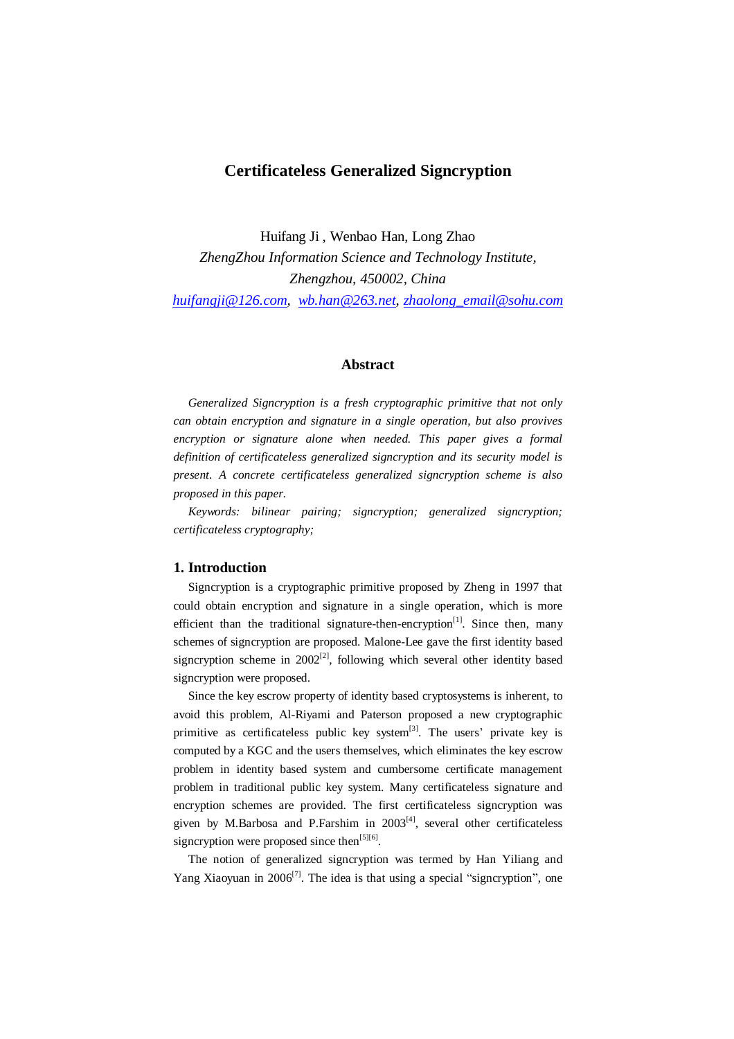# Certificateless Generalized Signcryption

Huifang Ji , Wenbao Han, Long Zhao

*ZhengZhou Information Science and Technology Institute,*

*Zhengzhou, 450002, China*

huifangji@126.com, wb.han@263.net, zhaolong_email@sohu.com

## Abstract

*Generalized Signcryption is a fresh cryptographic primitive that not only can obtain encryption and signature in a single operation, but also provives encryption or signature alone when needed. This paper gives a formal definition of certificateless generalized signcryption and its security model is present. A concrete certificateless generalized signcryption scheme is also proposed in this paper.*

*Keywords: bilinear pairing; signcryption; generalized signcryption; certificateless cryptography;*

## 1. Introduction

Signcryption is a cryptographic primitive proposed by Zheng in 1997 that could obtain encryption and signature in a single operation, which is more efficient than the traditional signature-then-encryption[1]. Since then, many schemes of signcryption are proposed. Malone-Lee gave the first identity based signcryption scheme in 2002[2], following which several other identity based signcryption were proposed.

Since the key escrow property of identity based cryptosystems is inherent, to avoid this problem, Al-Riyami and Paterson proposed a new cryptographic primitive as certificateless public key system[3]. The users' private key is computed by a KGC and the users themselves, which eliminates the key escrow problem in identity based system and cumbersome certificate management problem in traditional public key system. Many certificateless signature and encryption schemes are provided. The first certificateless signcryption was given by M.Barbosa and P.Farshim in 2003[4], several other certificateless signcryption were proposed since then[5][6].

The notion of generalized signcryption was termed by Han Yiliang and Yang Xiaoyuan in 2006[7]. The idea is that using a special "signcryption", one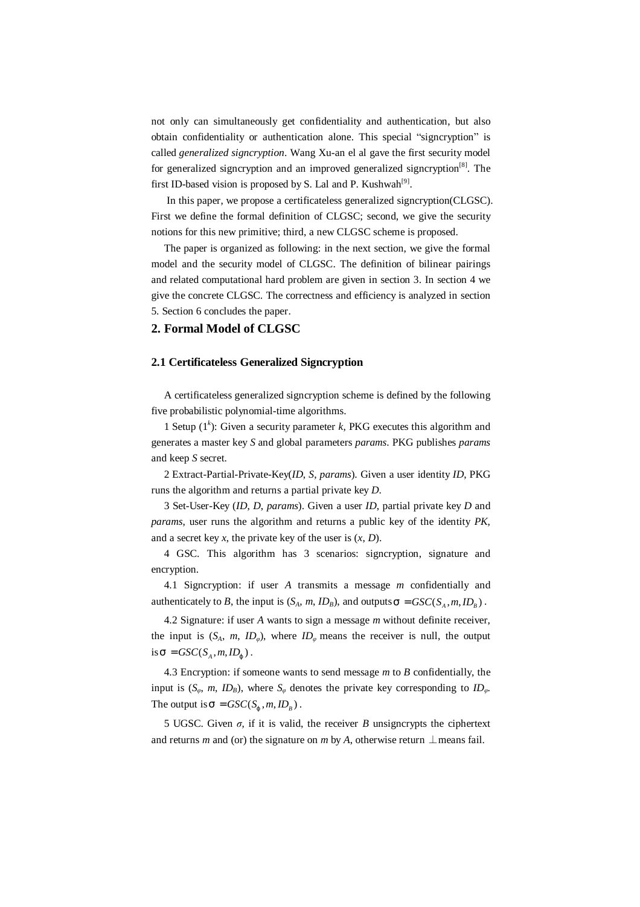not only can simultaneously get confidentiality and authentication, but also obtain confidentiality or authentication alone. This special "signcryption" is called *generalized signcryption*. Wang Xu-an el al gave the first security model for generalized signcryption and an improved generalized signcryption[8]. The first ID-based vision is proposed by S. Lal and P. Kushwah[9].

In this paper, we propose a certificateless generalized signcryption(CLGSC). First we define the formal definition of CLGSC; second, we give the security notions for this new primitive; third, a new CLGSC scheme is proposed.

The paper is organized as following: in the next section, we give the formal model and the security model of CLGSC. The definition of bilinear pairings and related computational hard problem are given in section 3. In section 4 we give the concrete CLGSC. The correctness and efficiency is analyzed in section 5. Section 6 concludes the paper.

## 2. Formal Model of CLGSC

### 2.1 Certificateless Generalized Signcryption

A certificateless generalized signcryption scheme is defined by the following five probabilistic polynomial-time algorithms.

1 Setup ($1^k$): Given a security parameter $k$, PKG executes this algorithm and generates a master key $S$ and global parameters *params*. PKG publishes *params* and keep $S$ secret.

2 Extract-Partial-Private-Key($ID$, $S$, *params*). Given a user identity $ID$, PKG runs the algorithm and returns a partial private key $D$.

3 Set-User-Key ($ID$, $D$, *params*). Given a user $ID$, partial private key $D$ and *params*, user runs the algorithm and returns a public key of the identity $PK$, and a secret key $x$, the private key of the user is ($x$, $D$).

4 GSC. This algorithm has 3 scenarios: signcryption, signature and encryption.

4.1 Signcryption: if user $A$ transmits a message $m$ confidentially and authenticately to $B$, the input is ($S_A$, $m$, $ID_B$), and outputs $\sigma = GSC(S_A, m, ID_B)$.

4.2 Signature: if user $A$ wants to sign a message $m$ without definite receiver, the input is ($S_A$, $m$, $ID_\varphi$), where $ID_\varphi$ means the receiver is null, the output is $\sigma = GSC(S_A, m, ID_\varphi)$.

4.3 Encryption: if someone wants to send message $m$ to $B$ confidentially, the input is ($S_\varphi$, $m$, $ID_B$), where $S_\varphi$ denotes the private key corresponding to $ID_\varphi$. The output is $\sigma = GSC(S_\varphi, m, ID_B)$.

5 UGSC. Given $\sigma$, if it is valid, the receiver $B$ unsigncrypts the ciphertext and returns $m$ and (or) the signature on $m$ by $A$, otherwise return $\perp$ means fail.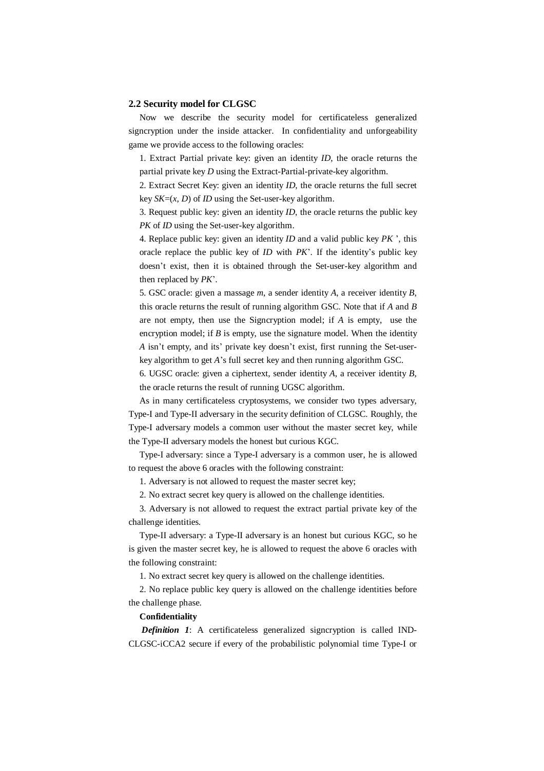## 2.2 Security model for CLGSC

Now we describe the security model for certificateless generalized signcryption under the inside attacker. In confidentiality and unforgeability game we provide access to the following oracles:

1. Extract Partial private key: given an identity *ID*, the oracle returns the partial private key *D* using the Extract-Partial-private-key algorithm.

2. Extract Secret Key: given an identity *ID*, the oracle returns the full secret key $SK=(x, D)$ of *ID* using the Set-user-key algorithm.

3. Request public key: given an identity *ID*, the oracle returns the public key *PK* of *ID* using the Set-user-key algorithm.

4. Replace public key: given an identity *ID* and a valid public key *PK* ', this oracle replace the public key of *ID* with *PK*'. If the identity's public key doesn't exist, then it is obtained through the Set-user-key algorithm and then replaced by *PK*'.

5. GSC oracle: given a massage *m*, a sender identity *A*, a receiver identity *B*, this oracle returns the result of running algorithm GSC. Note that if *A* and *B* are not empty, then use the Signcryption model; if *A* is empty, use the encryption model; if *B* is empty, use the signature model. When the identity *A* isn't empty, and its' private key doesn't exist, first running the Set-user-key algorithm to get *A*'s full secret key and then running algorithm GSC.

6. UGSC oracle: given a ciphertext, sender identity *A*, a receiver identity *B*, the oracle returns the result of running UGSC algorithm.

As in many certificateless cryptosystems, we consider two types adversary, Type-I and Type-II adversary in the security definition of CLGSC. Roughly, the Type-I adversary models a common user without the master secret key, while the Type-II adversary models the honest but curious KGC.

Type-I adversary: since a Type-I adversary is a common user, he is allowed to request the above 6 oracles with the following constraint:

1. Adversary is not allowed to request the master secret key;

2. No extract secret key query is allowed on the challenge identities.

3. Adversary is not allowed to request the extract partial private key of the challenge identities.

Type-II adversary: a Type-II adversary is an honest but curious KGC, so he is given the master secret key, he is allowed to request the above 6 oracles with the following constraint:

1. No extract secret key query is allowed on the challenge identities.

2. No replace public key query is allowed on the challenge identities before the challenge phase.

**Confidentiality**

***Definition 1***: A certificateless generalized signcryption is called IND-CLGSC-iCCA2 secure if every of the probabilistic polynomial time Type-I or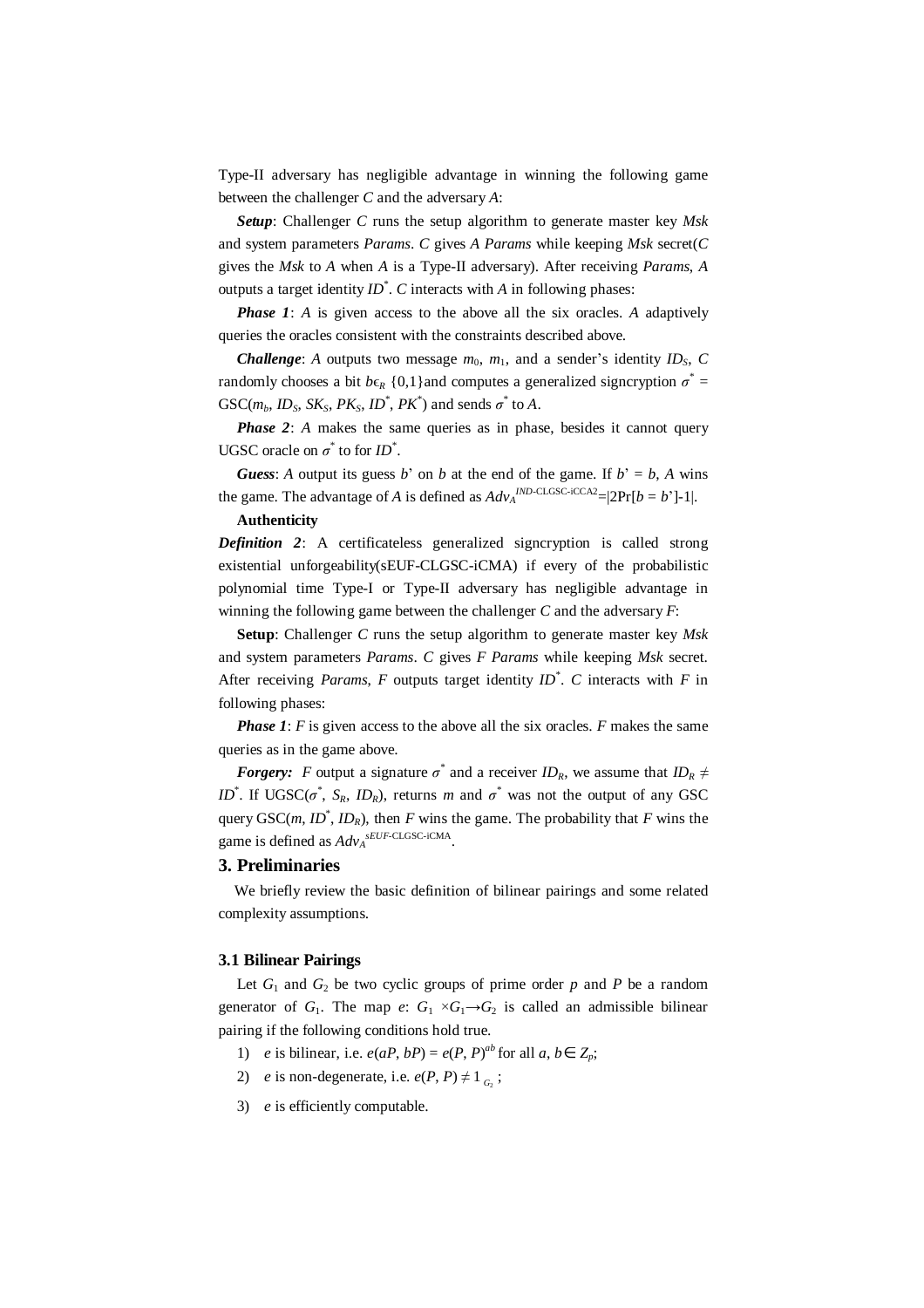Type-II adversary has negligible advantage in winning the following game between the challenger $C$ and the adversary $A$:

***Setup***: Challenger $C$ runs the setup algorithm to generate master key *Msk* and system parameters *Params*. $C$ gives $A$ *Params* while keeping *Msk* secret($C$ gives the *Msk* to $A$ when $A$ is a Type-II adversary). After receiving *Params*, $A$ outputs a target identity $ID^*$. $C$ interacts with $A$ in following phases:

***Phase 1***: $A$ is given access to the above all the six oracles. $A$ adaptively queries the oracles consistent with the constraints described above.

***Challenge***: $A$ outputs two message $m_0$, $m_1$, and a sender's identity $ID_S$, $C$ randomly chooses a bit $b \epsilon_R \{0,1\}$and computes a generalized signcryption $\sigma^* = \text{GSC}(m_b, ID_S, SK_S, PK_S, ID^*, PK^*)$ and sends $\sigma^*$ to $A$.

***Phase 2***: $A$ makes the same queries as in phase, besides it cannot query UGSC oracle on $\sigma^*$ to for $ID^*$.

***Guess***: $A$ output its guess $b'$ on $b$ at the end of the game. If $b' = b$, $A$ wins the game. The advantage of $A$ is defined as $Adv_A^{IND\text{-CLGSC-iCCA2}}=|2\Pr[b = b']-1|$.

**Authenticity**

***Definition 2***: A certificateless generalized signcryption is called strong existential unforgeability(sEUF-CLGSC-iCMA) if every of the probabilistic polynomial time Type-I or Type-II adversary has negligible advantage in winning the following game between the challenger $C$ and the adversary $F$:

**Setup**: Challenger $C$ runs the setup algorithm to generate master key *Msk* and system parameters *Params*. $C$ gives $F$ *Params* while keeping *Msk* secret. After receiving *Params*, $F$ outputs target identity $ID^*$. $C$ interacts with $F$ in following phases:

***Phase 1***: $F$ is given access to the above all the six oracles. $F$ makes the same queries as in the game above.

***Forgery:*** $F$ output a signature $\sigma^*$ and a receiver $ID_R$, we assume that $ID_R \neq ID^*$. If $\text{UGSC}(\sigma^*, S_R, ID_R)$, returns $m$ and $\sigma^*$ was not the output of any GSC query $\text{GSC}(m, ID^*, ID_R)$, then $F$ wins the game. The probability that $F$ wins the game is defined as $Adv_A^{sEUF\text{-CLGSC-iCMA}}$.

## 3. Preliminaries

We briefly review the basic definition of bilinear pairings and some related complexity assumptions.

### 3.1 Bilinear Pairings

Let $G_1$ and $G_2$ be two cyclic groups of prime order $p$ and $P$ be a random generator of $G_1$. The map $e$: $G_1 \times G_1 \rightarrow G_2$ is called an admissible bilinear pairing if the following conditions hold true.

1) $e$ is bilinear, i.e. $e(aP, bP) = e(P, P)^{ab}$ for all $a, b \in Z_p$;
2) $e$ is non-degenerate, i.e. $e(P, P) \neq 1_{G_2}$;
3) $e$ is efficiently computable.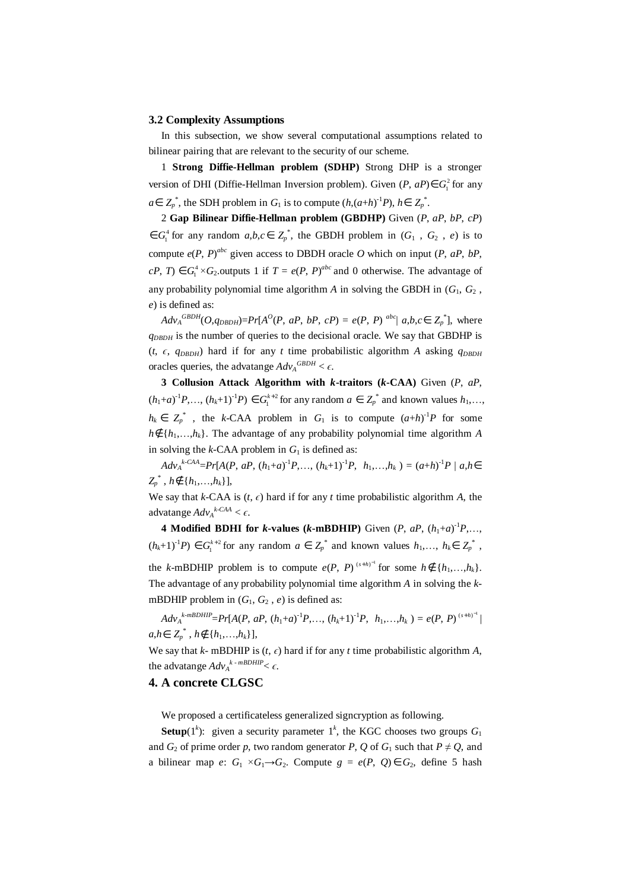### 3.2 Complexity Assumptions

In this subsection, we show several computational assumptions related to bilinear pairing that are relevant to the security of our scheme.

1 **Strong Diffie-Hellman problem (SDHP)** Strong DHP is a stronger version of DHI (Diffie-Hellman Inversion problem). Given $(P, aP) \in G_1^2$ for any $a \in Z_p^*$, the SDH problem in $G_1$ is to compute $(h,(a+h)^{-1}P)$, $h \in Z_p^*$.

2 **Gap Bilinear Diffie-Hellman problem (GBDHP)** Given $(P, aP, bP, cP) \in G_1^4$ for any random $a,b,c \in Z_p^*$, the GBDH problem in $(G_1, G_2, e)$ is to compute $e(P, P)^{abc}$ given access to DBDH oracle $O$ which on input $(P, aP, bP, cP, T) \in G_1^4 \times G_2$.outputs 1 if $T = e(P, P)^{abc}$ and 0 otherwise. The advantage of any probability polynomial time algorithm $A$ in solving the GBDH in $(G_1, G_2, e)$ is defined as:

$Adv_A^{GBDH}(O,q_{DBDH})=Pr[A^O(P, aP, bP, cP) = e(P, P)^{abc} | a,b,c \in Z_p^*]$, where $q_{DBDH}$ is the number of queries to the decisional oracle. We say that GBDHP is $(t, \epsilon, q_{DBDH})$ hard if for any $t$ time probabilistic algorithm $A$ asking $q_{DBDH}$ oracles queries, the advatange $Adv_A^{GBDH} < \epsilon$.

**3 Collusion Attack Algorithm with $k$-traitors ($k$-CAA)** Given $(P, aP, (h_1+a)^{-1}P,\ldots, (h_k+1)^{-1}P) \in G_1^{k+2}$ for any random $a \in Z_p^*$ and known values $h_1,\ldots, h_k \in Z_p^*$, the $k$-CAA problem in $G_1$ is to compute $(a+h)^{-1}P$ for some $h \notin \{h_1,\ldots,h_k\}$. The advantage of any probability polynomial time algorithm $A$ in solving the $k$-CAA problem in $G_1$ is defined as:

$Adv_A^{k\text{-}CAA}=Pr[A(P, aP, (h_1+a)^{-1}P,\ldots, (h_k+1)^{-1}P, h_1,\ldots,h_k ) = (a+h)^{-1}P \mid a,h \in Z_p^*, h \notin \{h_1,\ldots,h_k\}]$,

We say that $k$-CAA is $(t, \epsilon)$ hard if for any $t$ time probabilistic algorithm $A$, the advatange $Adv_A^{k\text{-}CAA} < \epsilon$.

**4 Modified BDHI for $k$-values ($k$-mBDHIP)** Given $(P, aP, (h_1+a)^{-1}P,\ldots, (h_k+1)^{-1}P) \in G_1^{k+2}$ for any random $a \in Z_p^*$ and known values $h_1,\ldots, h_k \in Z_p^*$, the $k$-mBDHIP problem is to compute $e(P, P)^{(s+h)^{-1}}$ for some $h \notin \{h_1,\ldots,h_k\}$. The advantage of any probability polynomial time algorithm $A$ in solving the $k$-mBDHIP problem in $(G_1, G_2, e)$ is defined as:

$Adv_A^{k\text{-}mBDHIP}=Pr[A(P, aP, (h_1+a)^{-1}P,\ldots, (h_k+1)^{-1}P, h_1,\ldots,h_k ) = e(P, P)^{(s+h)^{-1}} \mid a,h \in Z_p^*, h \notin \{h_1,\ldots,h_k\}]$,

We say that $k$- mBDHIP is $(t, \epsilon)$ hard if for any $t$ time probabilistic algorithm $A$, the advatange $Adv_A^{k\text{-}mBDHIP} < \epsilon$.

## 4. A concrete CLGSC

We proposed a certificateless generalized signcryption as following.

**Setup**$(1^k)$: given a security parameter $1^k$, the KGC chooses two groups $G_1$ and $G_2$ of prime order $p$, two random generator $P$, $Q$ of $G_1$ such that $P \neq Q$, and a bilinear map $e$: $G_1 \times G_1 \rightarrow G_2$. Compute $g = e(P, Q) \in G_2$, define 5 hash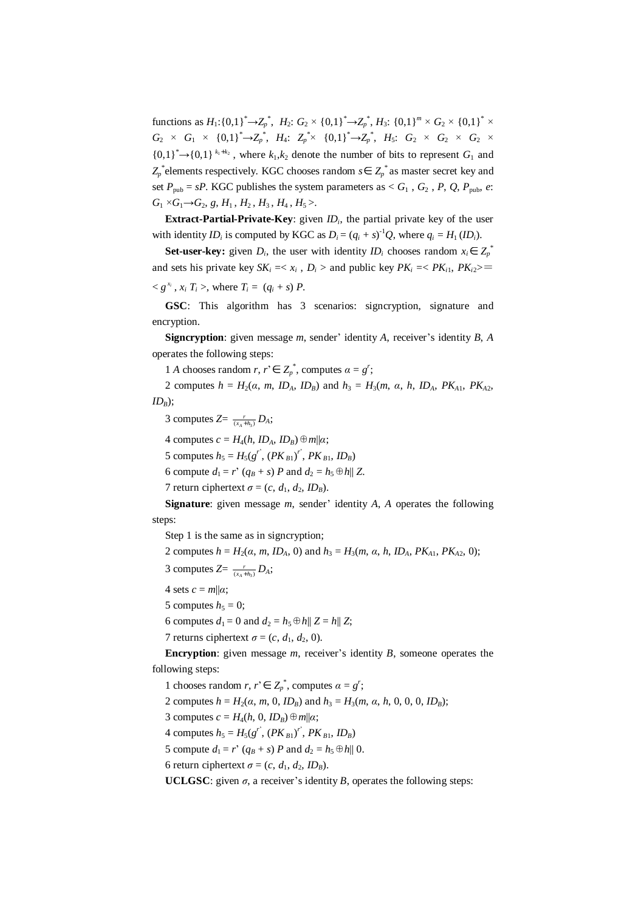functions as $H_1$:$\{0,1\}^* \rightarrow Z_p^*$, $H_2$: $G_2 \times \{0,1\}^* \rightarrow Z_p^*$, $H_3$: $\{0,1\}^m \times G_2 \times \{0,1\}^* \times G_2 \times G_1 \times \{0,1\}^* \rightarrow Z_p^*$, $H_4$: $Z_p^* \times \{0,1\}^* \rightarrow Z_p^*$, $H_5$: $G_2 \times G_2 \times G_2 \times \{0,1\}^* \rightarrow \{0,1\}^{k_1+k_2}$, where $k_1$,$k_2$ denote the number of bits to represent $G_1$ and $Z_p^*$ elements respectively. KGC chooses random $s \in Z_p^*$ as master secret key and set $P_{\text{pub}} = sP$. KGC publishes the system parameters as $< G_1, G_2, P, Q, P_{\text{pub}}, e$: $G_1 \times G_1 \rightarrow G_2, g, H_1, H_2, H_3, H_4, H_5 >$.

**Extract-Partial-Private-Key**: given $ID_i$, the partial private key of the user with identity $ID_i$ is computed by KGC as $D_i = (q_i + s)^{-1}Q$, where $q_i = H_1(ID_i)$.

**Set-user-key:** given $D_i$, the user with identity $ID_i$ chooses random $x_i \in Z_p^*$ and sets his private key $SK_i =< x_i , D_i >$ and public key $PK_i =< PK_{i1}, PK_{i2} > = < g^{x_i}, x_i T_i >$, where $T_i = (q_i + s) P$.

**GSC**: This algorithm has 3 scenarios: signcryption, signature and encryption.

**Signcryption**: given message $m$, sender' identity $A$, receiver's identity $B$, $A$ operates the following steps:

1 $A$ chooses random $r$, $r' \in Z_p^*$, computes $\alpha = g^r$;

2 computes $h = H_2(\alpha, m, ID_A, ID_B)$ and $h_3 = H_3(m, \alpha, h, ID_A, PK_{A1}, PK_{A2}, ID_B)$;

3 computes $Z = \frac{r}{(x_A + h_3)} D_A$;

4 computes $c = H_4(h, ID_A, ID_B) \oplus m \| \alpha$;

5 computes $h_5 = H_5(g^{r'}, (PK_{B1})^{r'}, PK_{B1}, ID_B)$

6 compute $d_1 = r' (q_B + s) P$ and $d_2 = h_5 \oplus h \| Z$.

7 return ciphertext $\sigma = (c, d_1, d_2, ID_B)$.

**Signature**: given message $m$, sender' identity $A$, $A$ operates the following steps:

Step 1 is the same as in signcryption;

2 computes $h = H_2(\alpha, m, ID_A, 0)$ and $h_3 = H_3(m, \alpha, h, ID_A, PK_{A1}, PK_{A2}, 0)$;

3 computes $Z = \frac{r}{(x_A + h_3)} D_A$;

4 sets $c = m \| \alpha$;

5 computes $h_5 = 0$;

6 computes $d_1 = 0$ and $d_2 = h_5 \oplus h \| Z = h \| Z$;

7 returns ciphertext $\sigma = (c, d_1, d_2, 0)$.

**Encryption**: given message $m$, receiver's identity $B$, someone operates the following steps:

1 chooses random $r$, $r' \in Z_p^*$, computes $\alpha = g^r$;

2 computes $h = H_2(\alpha, m, 0, ID_B)$ and $h_3 = H_3(m, \alpha, h, 0, 0, 0, ID_B)$;

3 computes $c = H_4(h, 0, ID_B) \oplus m \| \alpha$;

4 computes $h_5 = H_5(g^{r'}, (PK_{B1})^{r'}, PK_{B1}, ID_B)$

5 compute $d_1 = r' (q_B + s) P$ and $d_2 = h_5 \oplus h \| 0$.

6 return ciphertext $\sigma = (c, d_1, d_2, ID_B)$.

**UCLGSC**: given $\sigma$, a receiver's identity $B$, operates the following steps: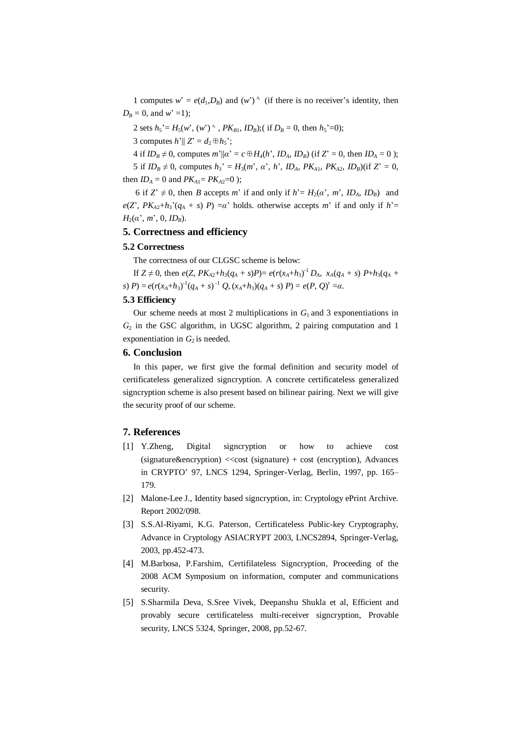1 computes $w' = e(d_1, D_B)$ and $(w')^{x_i}$ (if there is no receiver's identity, then $D_B = 0$, and $w' = 1$);

2 sets $h_5' = H_5(w', (w')^{x_i}, PK_{B1}, ID_B)$;( if $D_B = 0$, then $h_5' = 0$);

3 computes $h' \| Z' = d_2 \oplus h_5'$;

4 if $ID_B \neq 0$, computes $m' \| \alpha' = c \oplus H_4(h', ID_A, ID_B)$ (if $Z' = 0$, then $ID_A = 0$ );

5 if $ID_B \neq 0$, computes $h_3' = H_3(m', \alpha', h', ID_A, PK_{A1}, PK_{A2}, ID_B)$(if $Z' = 0$, then $ID_A = 0$ and $PK_{A1} = PK_{A2} = 0$ );

6 if $Z' \neq 0$, then $B$ accepts $m'$ if and only if $h' = H_2(\alpha', m', ID_A, ID_B)$ and $e(Z', PK_{A2} + h_3'(q_A + s) P) = \alpha'$ holds. otherwise accepts $m'$ if and only if $h' = H_2(\alpha', m', 0, ID_B)$.

## 5. Correctness and efficiency

### 5.2 Correctness

The correctness of our CLGSC scheme is below:

If $Z \neq 0$, then $e(Z, PK_{A2} + h_3(q_A + s)P) = e(r(x_A + h_3)^{-1} D_A,\ x_A(q_A + s) P + h_3(q_A + s) P) = e(r(x_A + h_3)^{-1}(q_A + s)^{-1} Q, (x_A + h_3)(q_A + s) P) = e(P, Q)^r = \alpha$.

### 5.3 Efficiency

Our scheme needs at most 2 multiplications in $G_1$ and 3 exponentiations in $G_2$ in the GSC algorithm, in UGSC algorithm, 2 pairing computation and 1 exponentiation in $G_2$ is needed.

## 6. Conclusion

In this paper, we first give the formal definition and security model of certificateless generalized signcryption. A concrete certificateless generalized signcryption scheme is also present based on bilinear pairing. Next we will give the security proof of our scheme.

## 7. References

[1] Y.Zheng, Digital signcryption or how to achieve cost (signature&encryption) <<cost (signature) + cost (encryption), Advances in CRYPTO' 97, LNCS 1294, Springer-Verlag, Berlin, 1997, pp. 165–179.

[2] Malone-Lee J., Identity based signcryption, in: Cryptology ePrint Archive. Report 2002/098.

[3] S.S.Al-Riyami, K.G. Paterson, Certificateless Public-key Cryptography, Advance in Cryptology ASIACRYPT 2003, LNCS2894, Springer-Verlag, 2003, pp.452-473.

[4] M.Barbosa, P.Farshim, Certifilateless Signcryption, Proceeding of the 2008 ACM Symposium on information, computer and communications security.

[5] S.Sharmila Deva, S.Sree Vivek, Deepanshu Shukla et al, Efficient and provably secure certificateless multi-receiver signcryption, Provable security, LNCS 5324, Springer, 2008, pp.52-67.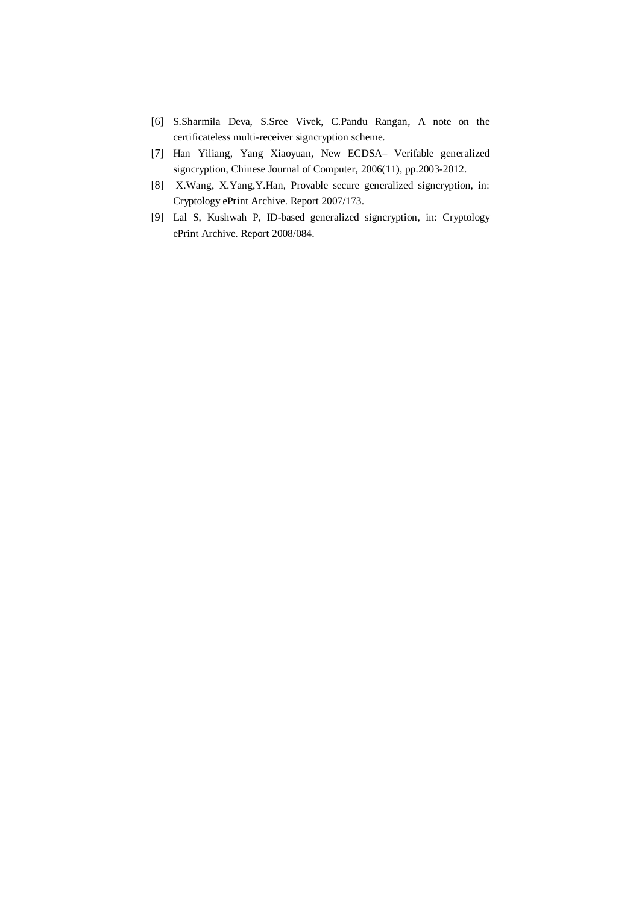[6] S.Sharmila Deva, S.Sree Vivek, C.Pandu Rangan, A note on the certificateless multi-receiver signcryption scheme.

[7] Han Yiliang, Yang Xiaoyuan, New ECDSA– Verifable generalized signcryption, Chinese Journal of Computer, 2006(11), pp.2003-2012.

[8] X.Wang, X.Yang,Y.Han, Provable secure generalized signcryption, in: Cryptology ePrint Archive. Report 2007/173.

[9] Lal S, Kushwah P, ID-based generalized signcryption, in: Cryptology ePrint Archive. Report 2008/084.